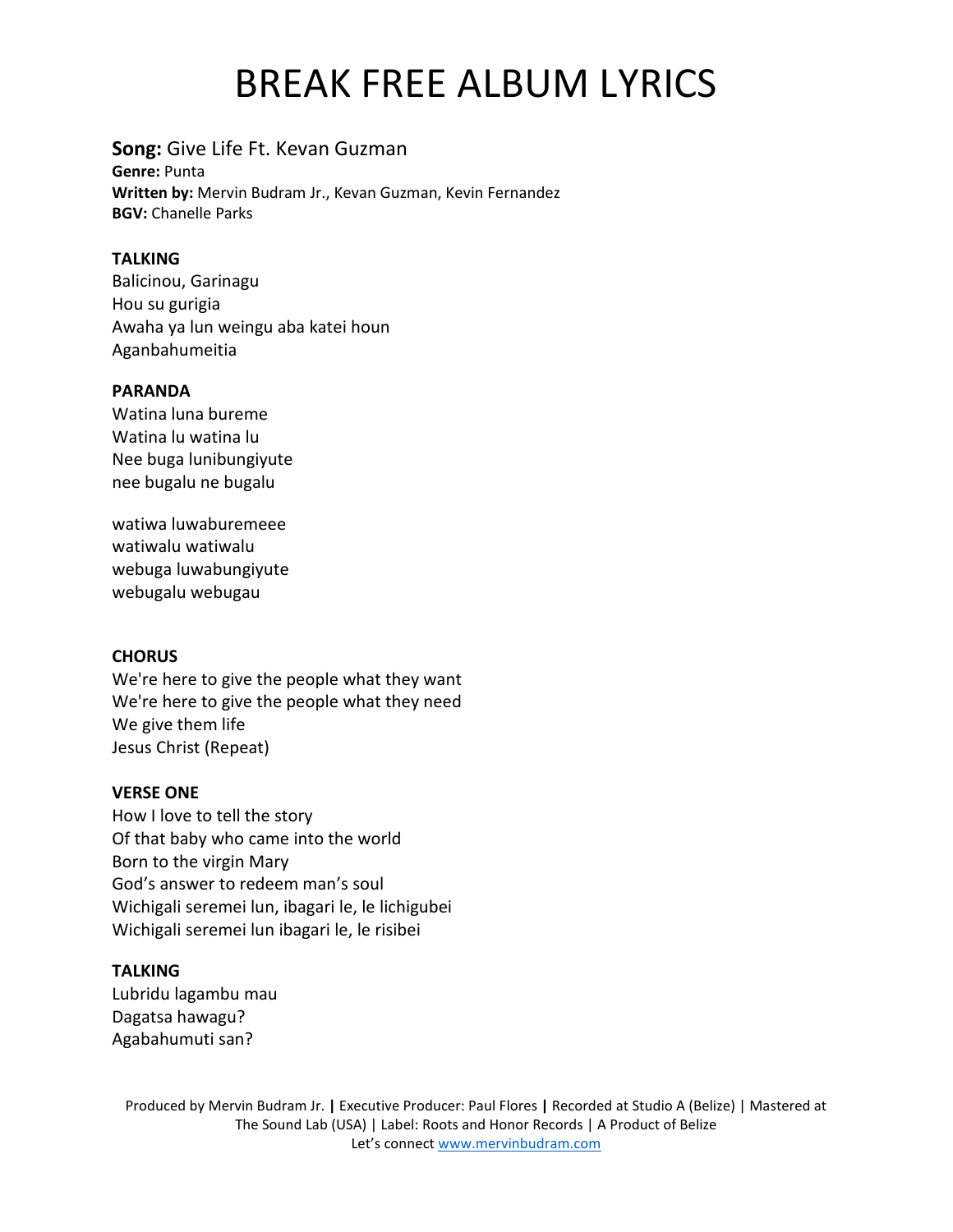# BREAK FREE ALBUM LYRICS

**Song:** Give Life Ft. Kevan Guzman
**Genre:** Punta
**Written by:** Mervin Budram Jr., Kevan Guzman, Kevin Fernandez
**BGV:** Chanelle Parks

**TALKING**
Balicinou, Garinagu
Hou su gurigia
Awaha ya lun weingu aba katei houn
Aganbahumeitia

**PARANDA**
Watina luna bureme
Watina lu watina lu
Nee buga lunibungiyute
nee bugalu ne bugalu

watiwa luwaburemeee
watiwalu watiwalu
webuga luwabungiyute
webugalu webugau

**CHORUS**
We're here to give the people what they want
We're here to give the people what they need
We give them life
Jesus Christ (Repeat)

**VERSE ONE**
How I love to tell the story
Of that baby who came into the world
Born to the virgin Mary
God's answer to redeem man's soul
Wichigali seremei lun, ibagari le, le lichigubei
Wichigali seremei lun ibagari le, le risibei

**TALKING**
Lubridu lagambu mau
Dagatsa hawagu?
Agabahumuti san?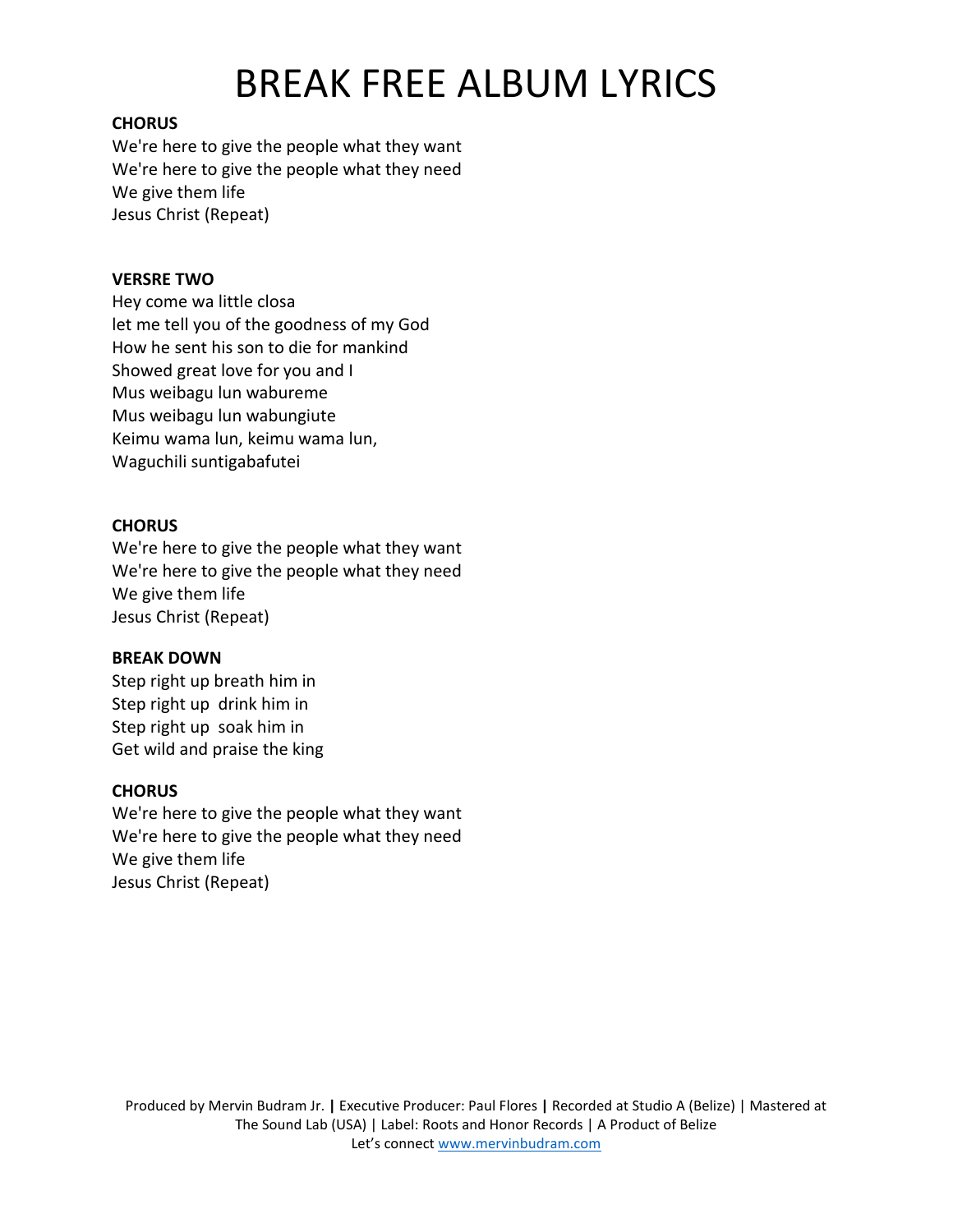# BREAK FREE ALBUM LYRICS

**CHORUS**
We're here to give the people what they want
We're here to give the people what they need
We give them life
Jesus Christ (Repeat)

**VERSRE TWO**
Hey come wa little closa
let me tell you of the goodness of my God
How he sent his son to die for mankind
Showed great love for you and I
Mus weibagu lun wabureme
Mus weibagu lun wabungiute
Keimu wama lun, keimu wama lun,
Waguchili suntigabafutei

**CHORUS**
We're here to give the people what they want
We're here to give the people what they need
We give them life
Jesus Christ (Repeat)

**BREAK DOWN**
Step right up breath him in
Step right up drink him in
Step right up soak him in
Get wild and praise the king

**CHORUS**
We're here to give the people what they want
We're here to give the people what they need
We give them life
Jesus Christ (Repeat)

Produced by Mervin Budram Jr. | Executive Producer: Paul Flores | Recorded at Studio A (Belize) | Mastered at The Sound Lab (USA) | Label: Roots and Honor Records | A Product of Belize
Let's connect www.mervinbudram.com